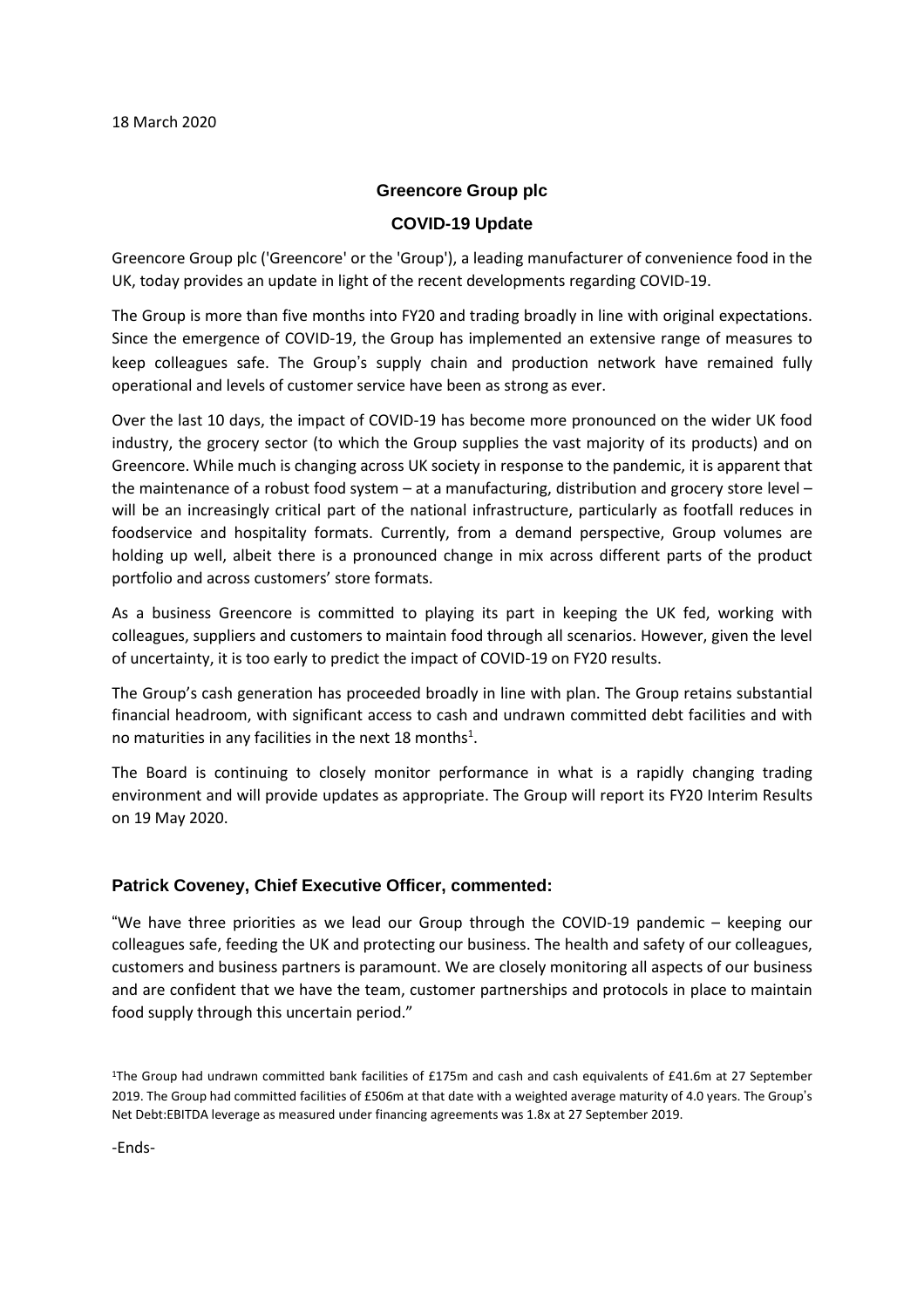18 March 2020

# Greencore Group plc

## COVID-19 Update

Greencore Group plc ('Greencore' or the 'Group'), a leading manufacturer of convenience food in the UK, today provides an update in light of the recent developments regarding COVID-19.

The Group is more than five months into FY20 and trading broadly in line with original expectations. Since the emergence of COVID-19, the Group has implemented an extensive range of measures to keep colleagues safe. The Group's supply chain and production network have remained fully operational and levels of customer service have been as strong as ever.

Over the last 10 days, the impact of COVID-19 has become more pronounced on the wider UK food industry, the grocery sector (to which the Group supplies the vast majority of its products) and on Greencore. While much is changing across UK society in response to the pandemic, it is apparent that the maintenance of a robust food system – at a manufacturing, distribution and grocery store level – will be an increasingly critical part of the national infrastructure, particularly as footfall reduces in foodservice and hospitality formats. Currently, from a demand perspective, Group volumes are holding up well, albeit there is a pronounced change in mix across different parts of the product portfolio and across customers' store formats.

As a business Greencore is committed to playing its part in keeping the UK fed, working with colleagues, suppliers and customers to maintain food through all scenarios. However, given the level of uncertainty, it is too early to predict the impact of COVID-19 on FY20 results.

The Group's cash generation has proceeded broadly in line with plan. The Group retains substantial financial headroom, with significant access to cash and undrawn committed debt facilities and with no maturities in any facilities in the next 18 months[1].

The Board is continuing to closely monitor performance in what is a rapidly changing trading environment and will provide updates as appropriate. The Group will report its FY20 Interim Results on 19 May 2020.

### Patrick Coveney, Chief Executive Officer, commented:

"We have three priorities as we lead our Group through the COVID-19 pandemic – keeping our colleagues safe, feeding the UK and protecting our business. The health and safety of our colleagues, customers and business partners is paramount. We are closely monitoring all aspects of our business and are confident that we have the team, customer partnerships and protocols in place to maintain food supply through this uncertain period."

[1]The Group had undrawn committed bank facilities of £175m and cash and cash equivalents of £41.6m at 27 September 2019. The Group had committed facilities of £506m at that date with a weighted average maturity of 4.0 years. The Group's Net Debt:EBITDA leverage as measured under financing agreements was 1.8x at 27 September 2019.

-Ends-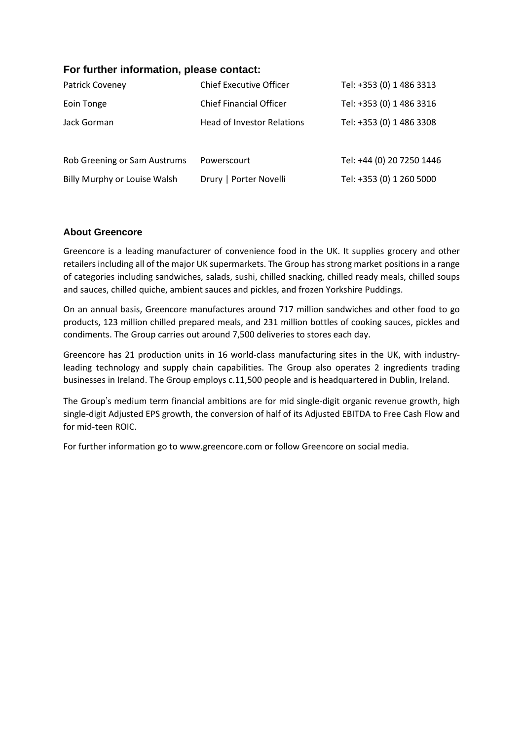## For further information, please contact:

| | | |
|---|---|---|
| Patrick Coveney | Chief Executive Officer | Tel: +353 (0) 1 486 3313 |
| Eoin Tonge | Chief Financial Officer | Tel: +353 (0) 1 486 3316 |
| Jack Gorman | Head of Investor Relations | Tel: +353 (0) 1 486 3308 |
| | | |
| Rob Greening or Sam Austrums | Powerscourt | Tel: +44 (0) 20 7250 1446 |
| Billy Murphy or Louise Walsh | Drury \| Porter Novelli | Tel: +353 (0) 1 260 5000 |

### About Greencore

Greencore is a leading manufacturer of convenience food in the UK. It supplies grocery and other retailers including all of the major UK supermarkets. The Group has strong market positions in a range of categories including sandwiches, salads, sushi, chilled snacking, chilled ready meals, chilled soups and sauces, chilled quiche, ambient sauces and pickles, and frozen Yorkshire Puddings.

On an annual basis, Greencore manufactures around 717 million sandwiches and other food to go products, 123 million chilled prepared meals, and 231 million bottles of cooking sauces, pickles and condiments. The Group carries out around 7,500 deliveries to stores each day.

Greencore has 21 production units in 16 world-class manufacturing sites in the UK, with industry-leading technology and supply chain capabilities. The Group also operates 2 ingredients trading businesses in Ireland. The Group employs c.11,500 people and is headquartered in Dublin, Ireland.

The Group's medium term financial ambitions are for mid single-digit organic revenue growth, high single-digit Adjusted EPS growth, the conversion of half of its Adjusted EBITDA to Free Cash Flow and for mid-teen ROIC.

For further information go to www.greencore.com or follow Greencore on social media.